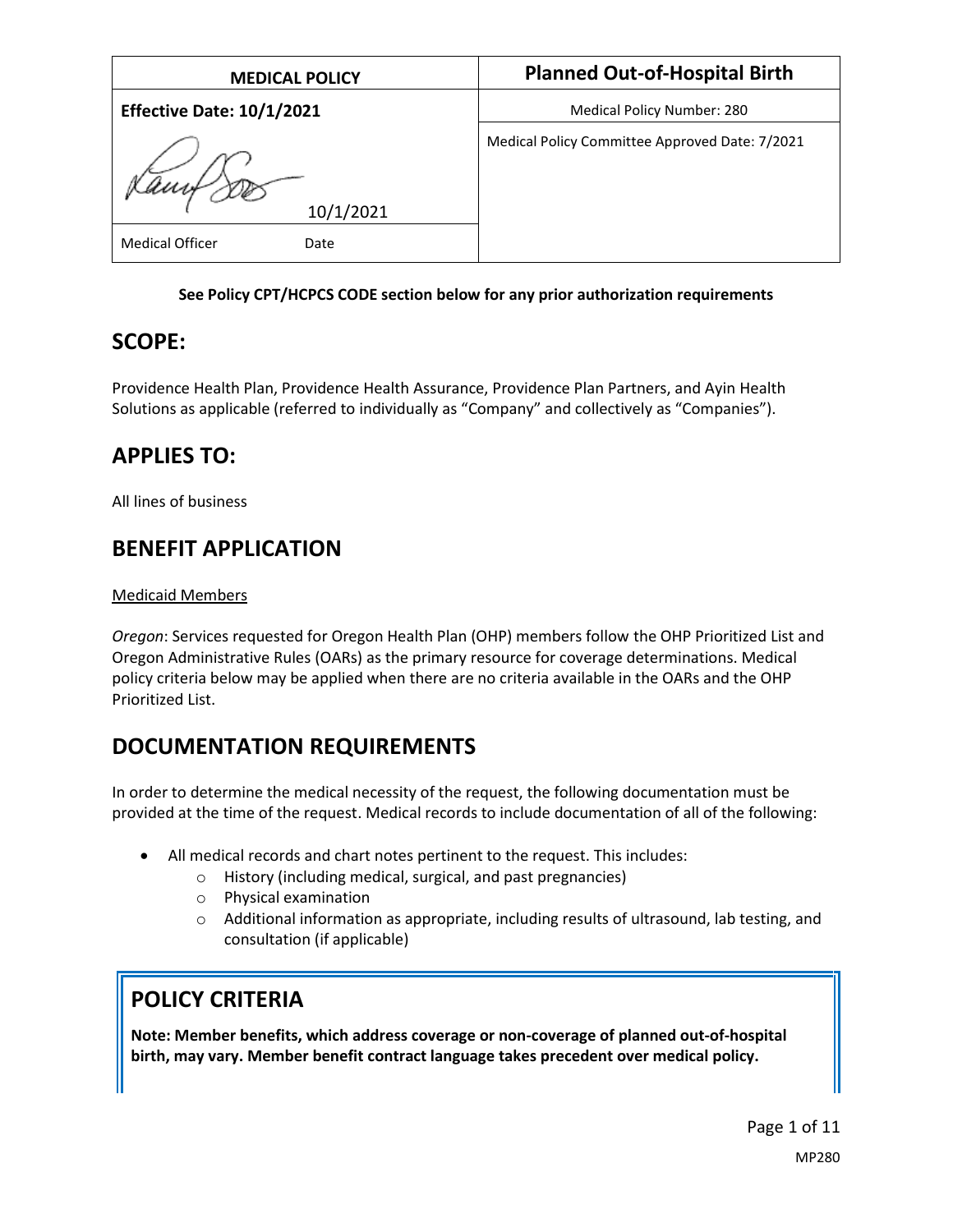| MEDICAL POLICY | Planned Out-of-Hospital Birth |
| --- | --- |
| **Effective Date: 10/1/2021** | Medical Policy Number: 280 |
| 10/1/2021 | Medical Policy Committee Approved Date: 7/2021 |
| Medical Officer Date | |

**See Policy CPT/HCPCS CODE section below for any prior authorization requirements**

## SCOPE:

Providence Health Plan, Providence Health Assurance, Providence Plan Partners, and Ayin Health Solutions as applicable (referred to individually as "Company" and collectively as "Companies").

## APPLIES TO:

All lines of business

## BENEFIT APPLICATION

Medicaid Members

*Oregon*: Services requested for Oregon Health Plan (OHP) members follow the OHP Prioritized List and Oregon Administrative Rules (OARs) as the primary resource for coverage determinations. Medical policy criteria below may be applied when there are no criteria available in the OARs and the OHP Prioritized List.

## DOCUMENTATION REQUIREMENTS

In order to determine the medical necessity of the request, the following documentation must be provided at the time of the request. Medical records to include documentation of all of the following:

- All medical records and chart notes pertinent to the request. This includes:
  - History (including medical, surgical, and past pregnancies)
  - Physical examination
  - Additional information as appropriate, including results of ultrasound, lab testing, and consultation (if applicable)

## POLICY CRITERIA

**Note: Member benefits, which address coverage or non-coverage of planned out-of-hospital birth, may vary. Member benefit contract language takes precedent over medical policy.**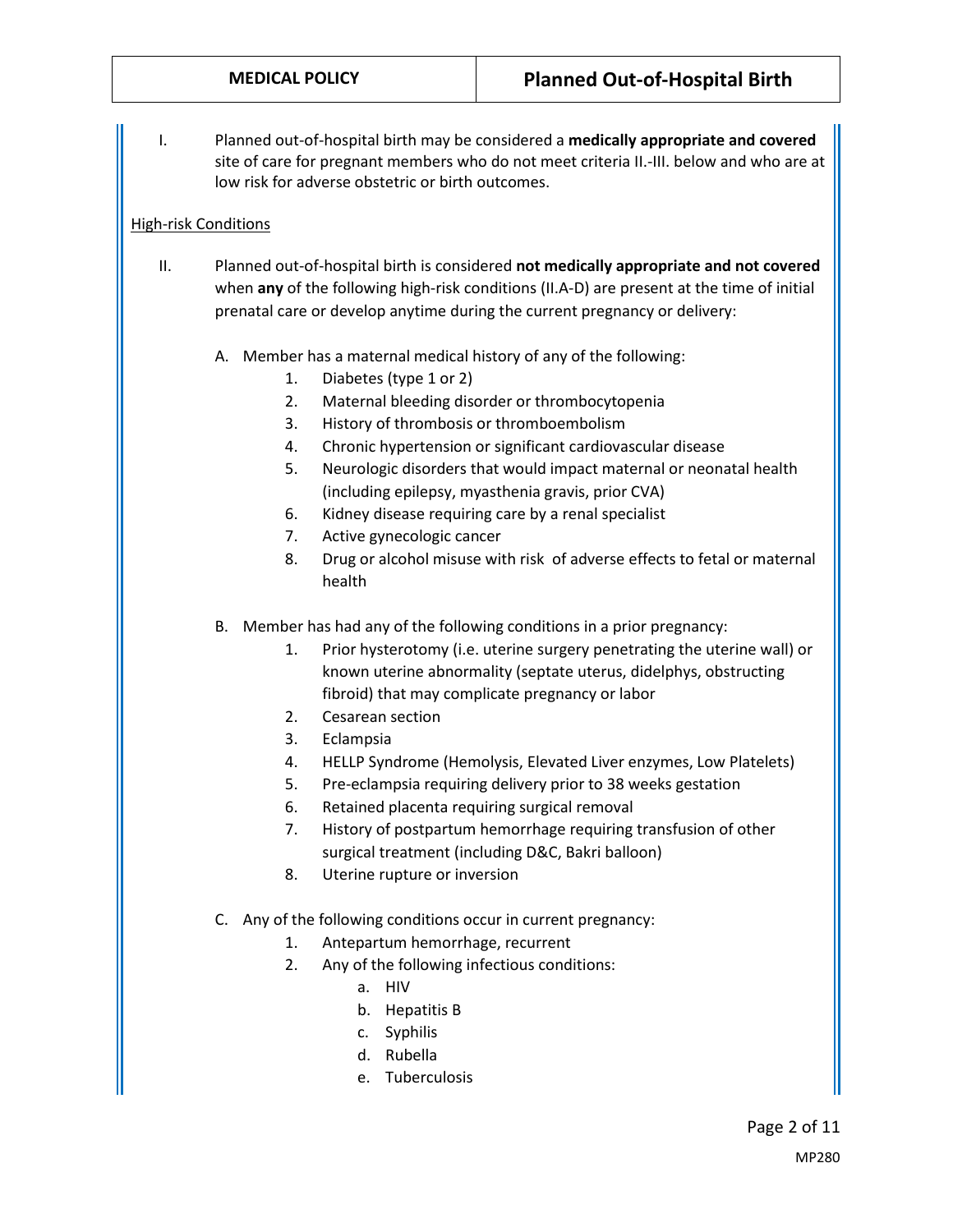I. Planned out-of-hospital birth may be considered a **medically appropriate and covered** site of care for pregnant members who do not meet criteria II.-III. below and who are at low risk for adverse obstetric or birth outcomes.

<u>High-risk Conditions</u>

II. Planned out-of-hospital birth is considered **not medically appropriate and not covered** when **any** of the following high-risk conditions (II.A-D) are present at the time of initial prenatal care or develop anytime during the current pregnancy or delivery:

   A. Member has a maternal medical history of any of the following:
      1. Diabetes (type 1 or 2)
      2. Maternal bleeding disorder or thrombocytopenia
      3. History of thrombosis or thromboembolism
      4. Chronic hypertension or significant cardiovascular disease
      5. Neurologic disorders that would impact maternal or neonatal health (including epilepsy, myasthenia gravis, prior CVA)
      6. Kidney disease requiring care by a renal specialist
      7. Active gynecologic cancer
      8. Drug or alcohol misuse with risk of adverse effects to fetal or maternal health

   B. Member has had any of the following conditions in a prior pregnancy:
      1. Prior hysterotomy (i.e. uterine surgery penetrating the uterine wall) or known uterine abnormality (septate uterus, didelphys, obstructing fibroid) that may complicate pregnancy or labor
      2. Cesarean section
      3. Eclampsia
      4. HELLP Syndrome (Hemolysis, Elevated Liver enzymes, Low Platelets)
      5. Pre-eclampsia requiring delivery prior to 38 weeks gestation
      6. Retained placenta requiring surgical removal
      7. History of postpartum hemorrhage requiring transfusion of other surgical treatment (including D&C, Bakri balloon)
      8. Uterine rupture or inversion

   C. Any of the following conditions occur in current pregnancy:
      1. Antepartum hemorrhage, recurrent
      2. Any of the following infectious conditions:
         a. HIV
         b. Hepatitis B
         c. Syphilis
         d. Rubella
         e. Tuberculosis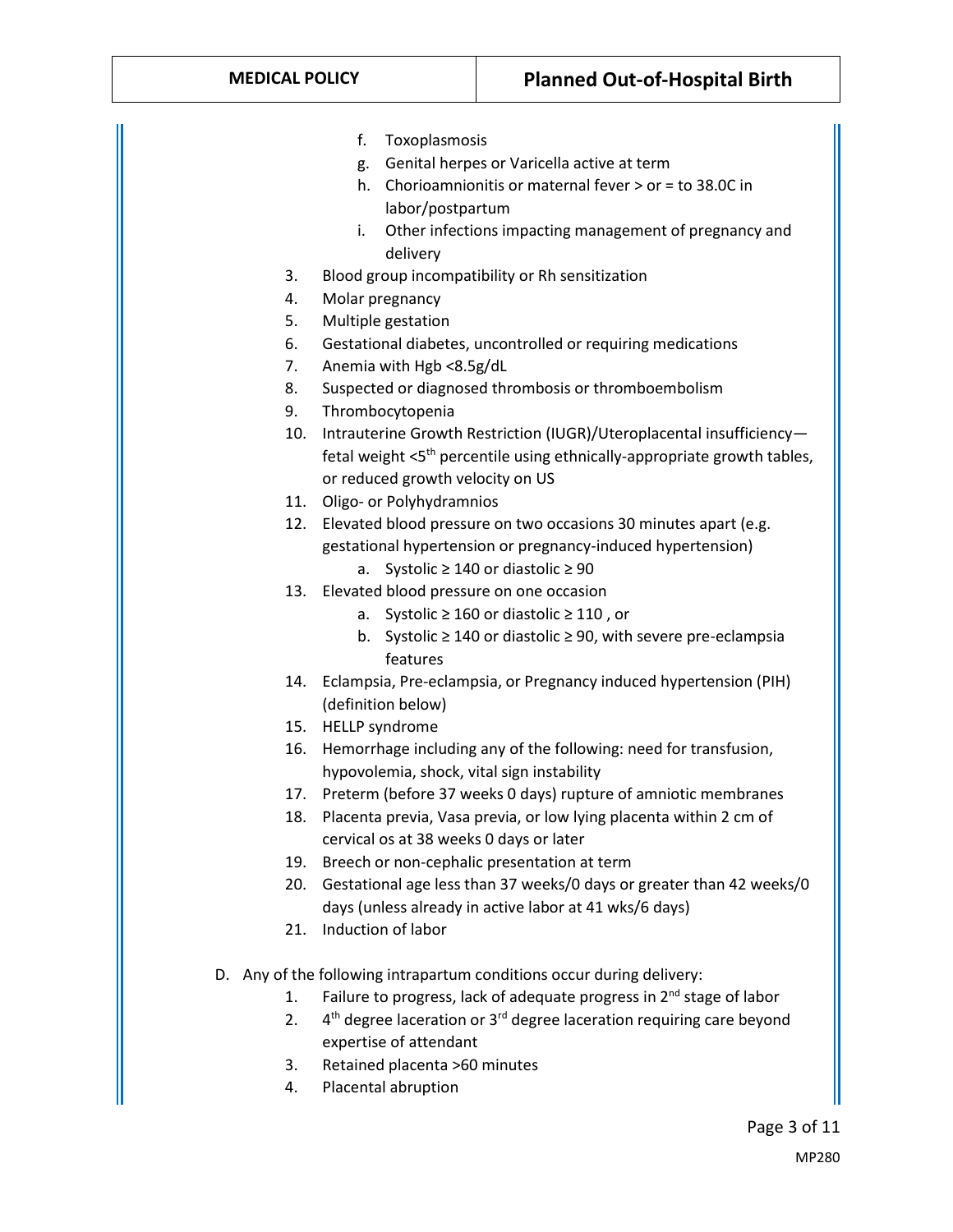f. Toxoplasmosis
   g. Genital herpes or Varicella active at term
   h. Chorioamnionitis or maternal fever > or = to 38.0C in labor/postpartum
   i. Other infections impacting management of pregnancy and delivery

3. Blood group incompatibility or Rh sensitization
4. Molar pregnancy
5. Multiple gestation
6. Gestational diabetes, uncontrolled or requiring medications
7. Anemia with Hgb <8.5g/dL
8. Suspected or diagnosed thrombosis or thromboembolism
9. Thrombocytopenia
10. Intrauterine Growth Restriction (IUGR)/Uteroplacental insufficiency—fetal weight <5th percentile using ethnically-appropriate growth tables, or reduced growth velocity on US
11. Oligo- or Polyhydramnios
12. Elevated blood pressure on two occasions 30 minutes apart (e.g. gestational hypertension or pregnancy-induced hypertension)
    a. Systolic ≥ 140 or diastolic ≥ 90
13. Elevated blood pressure on one occasion
    a. Systolic ≥ 160 or diastolic ≥ 110 , or
    b. Systolic ≥ 140 or diastolic ≥ 90, with severe pre-eclampsia features
14. Eclampsia, Pre-eclampsia, or Pregnancy induced hypertension (PIH) (definition below)
15. HELLP syndrome
16. Hemorrhage including any of the following: need for transfusion, hypovolemia, shock, vital sign instability
17. Preterm (before 37 weeks 0 days) rupture of amniotic membranes
18. Placenta previa, Vasa previa, or low lying placenta within 2 cm of cervical os at 38 weeks 0 days or later
19. Breech or non-cephalic presentation at term
20. Gestational age less than 37 weeks/0 days or greater than 42 weeks/0 days (unless already in active labor at 41 wks/6 days)
21. Induction of labor

D. Any of the following intrapartum conditions occur during delivery:
   1. Failure to progress, lack of adequate progress in 2nd stage of labor
   2. 4th degree laceration or 3rd degree laceration requiring care beyond expertise of attendant
   3. Retained placenta >60 minutes
   4. Placental abruption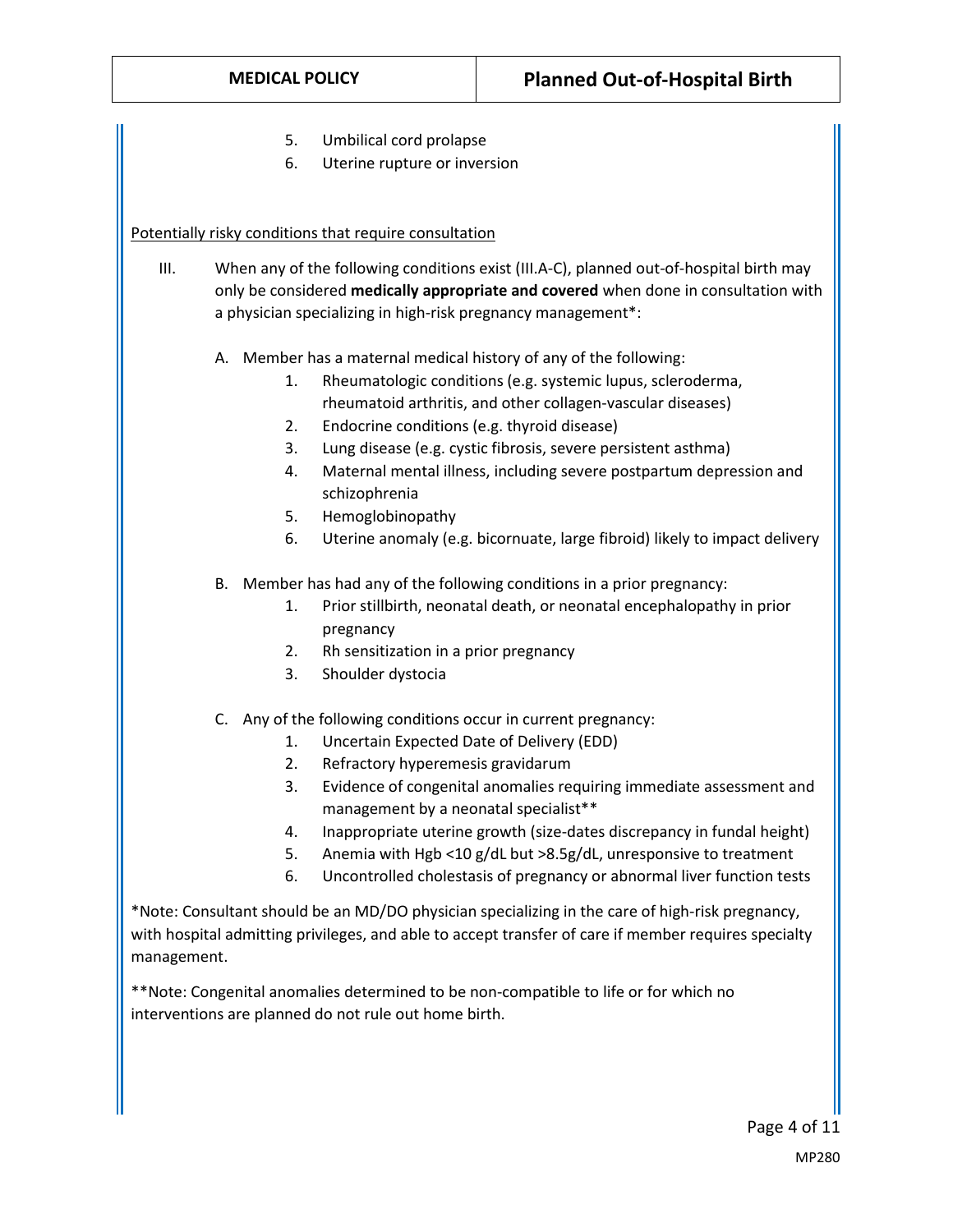5. Umbilical cord prolapse
6. Uterine rupture or inversion

Potentially risky conditions that require consultation

III. When any of the following conditions exist (III.A-C), planned out-of-hospital birth may only be considered **medically appropriate and covered** when done in consultation with a physician specializing in high-risk pregnancy management*:

A. Member has a maternal medical history of any of the following:
   1. Rheumatologic conditions (e.g. systemic lupus, scleroderma, rheumatoid arthritis, and other collagen-vascular diseases)
   2. Endocrine conditions (e.g. thyroid disease)
   3. Lung disease (e.g. cystic fibrosis, severe persistent asthma)
   4. Maternal mental illness, including severe postpartum depression and schizophrenia
   5. Hemoglobinopathy
   6. Uterine anomaly (e.g. bicornuate, large fibroid) likely to impact delivery

B. Member has had any of the following conditions in a prior pregnancy:
   1. Prior stillbirth, neonatal death, or neonatal encephalopathy in prior pregnancy
   2. Rh sensitization in a prior pregnancy
   3. Shoulder dystocia

C. Any of the following conditions occur in current pregnancy:
   1. Uncertain Expected Date of Delivery (EDD)
   2. Refractory hyperemesis gravidarum
   3. Evidence of congenital anomalies requiring immediate assessment and management by a neonatal specialist**
   4. Inappropriate uterine growth (size-dates discrepancy in fundal height)
   5. Anemia with Hgb <10 g/dL but >8.5g/dL, unresponsive to treatment
   6. Uncontrolled cholestasis of pregnancy or abnormal liver function tests

*Note: Consultant should be an MD/DO physician specializing in the care of high-risk pregnancy, with hospital admitting privileges, and able to accept transfer of care if member requires specialty management.

**Note: Congenital anomalies determined to be non-compatible to life or for which no interventions are planned do not rule out home birth.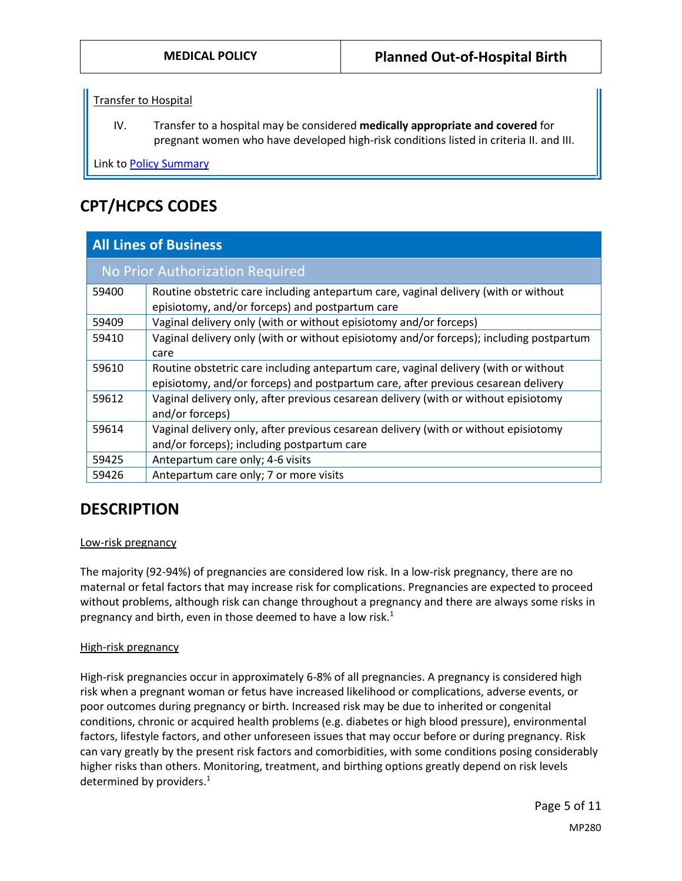Transfer to Hospital

IV. Transfer to a hospital may be considered **medically appropriate and covered** for pregnant women who have developed high-risk conditions listed in criteria II. and III.

Link to Policy Summary

## CPT/HCPCS CODES

| All Lines of Business | |
|---|---|
| **No Prior Authorization Required** | |
| 59400 | Routine obstetric care including antepartum care, vaginal delivery (with or without episiotomy, and/or forceps) and postpartum care |
| 59409 | Vaginal delivery only (with or without episiotomy and/or forceps) |
| 59410 | Vaginal delivery only (with or without episiotomy and/or forceps); including postpartum care |
| 59610 | Routine obstetric care including antepartum care, vaginal delivery (with or without episiotomy, and/or forceps) and postpartum care, after previous cesarean delivery |
| 59612 | Vaginal delivery only, after previous cesarean delivery (with or without episiotomy and/or forceps) |
| 59614 | Vaginal delivery only, after previous cesarean delivery (with or without episiotomy and/or forceps); including postpartum care |
| 59425 | Antepartum care only; 4-6 visits |
| 59426 | Antepartum care only; 7 or more visits |

## DESCRIPTION

Low-risk pregnancy

The majority (92-94%) of pregnancies are considered low risk. In a low-risk pregnancy, there are no maternal or fetal factors that may increase risk for complications. Pregnancies are expected to proceed without problems, although risk can change throughout a pregnancy and there are always some risks in pregnancy and birth, even in those deemed to have a low risk.[1]

High-risk pregnancy

High-risk pregnancies occur in approximately 6-8% of all pregnancies. A pregnancy is considered high risk when a pregnant woman or fetus have increased likelihood or complications, adverse events, or poor outcomes during pregnancy or birth. Increased risk may be due to inherited or congenital conditions, chronic or acquired health problems (e.g. diabetes or high blood pressure), environmental factors, lifestyle factors, and other unforeseen issues that may occur before or during pregnancy. Risk can vary greatly by the present risk factors and comorbidities, with some conditions posing considerably higher risks than others. Monitoring, treatment, and birthing options greatly depend on risk levels determined by providers.[1]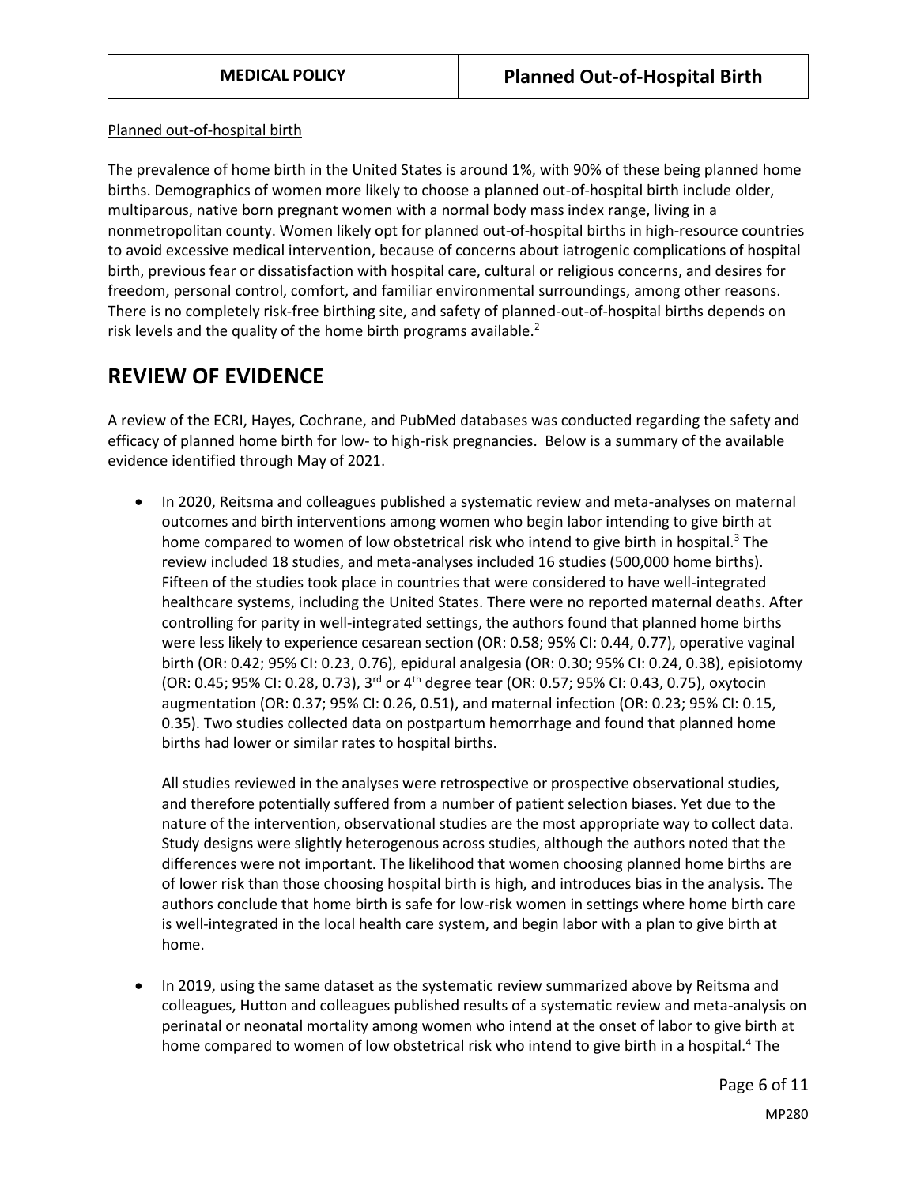Planned out-of-hospital birth

The prevalence of home birth in the United States is around 1%, with 90% of these being planned home births. Demographics of women more likely to choose a planned out-of-hospital birth include older, multiparous, native born pregnant women with a normal body mass index range, living in a nonmetropolitan county. Women likely opt for planned out-of-hospital births in high-resource countries to avoid excessive medical intervention, because of concerns about iatrogenic complications of hospital birth, previous fear or dissatisfaction with hospital care, cultural or religious concerns, and desires for freedom, personal control, comfort, and familiar environmental surroundings, among other reasons. There is no completely risk-free birthing site, and safety of planned-out-of-hospital births depends on risk levels and the quality of the home birth programs available.[2]

# REVIEW OF EVIDENCE

A review of the ECRI, Hayes, Cochrane, and PubMed databases was conducted regarding the safety and efficacy of planned home birth for low- to high-risk pregnancies. Below is a summary of the available evidence identified through May of 2021.

- In 2020, Reitsma and colleagues published a systematic review and meta-analyses on maternal outcomes and birth interventions among women who begin labor intending to give birth at home compared to women of low obstetrical risk who intend to give birth in hospital.[3] The review included 18 studies, and meta-analyses included 16 studies (500,000 home births). Fifteen of the studies took place in countries that were considered to have well-integrated healthcare systems, including the United States. There were no reported maternal deaths. After controlling for parity in well-integrated settings, the authors found that planned home births were less likely to experience cesarean section (OR: 0.58; 95% CI: 0.44, 0.77), operative vaginal birth (OR: 0.42; 95% CI: 0.23, 0.76), epidural analgesia (OR: 0.30; 95% CI: 0.24, 0.38), episiotomy (OR: 0.45; 95% CI: 0.28, 0.73), 3rd or 4th degree tear (OR: 0.57; 95% CI: 0.43, 0.75), oxytocin augmentation (OR: 0.37; 95% CI: 0.26, 0.51), and maternal infection (OR: 0.23; 95% CI: 0.15, 0.35). Two studies collected data on postpartum hemorrhage and found that planned home births had lower or similar rates to hospital births.

  All studies reviewed in the analyses were retrospective or prospective observational studies, and therefore potentially suffered from a number of patient selection biases. Yet due to the nature of the intervention, observational studies are the most appropriate way to collect data. Study designs were slightly heterogenous across studies, although the authors noted that the differences were not important. The likelihood that women choosing planned home births are of lower risk than those choosing hospital birth is high, and introduces bias in the analysis. The authors conclude that home birth is safe for low-risk women in settings where home birth care is well-integrated in the local health care system, and begin labor with a plan to give birth at home.

- In 2019, using the same dataset as the systematic review summarized above by Reitsma and colleagues, Hutton and colleagues published results of a systematic review and meta-analysis on perinatal or neonatal mortality among women who intend at the onset of labor to give birth at home compared to women of low obstetrical risk who intend to give birth in a hospital.[4] The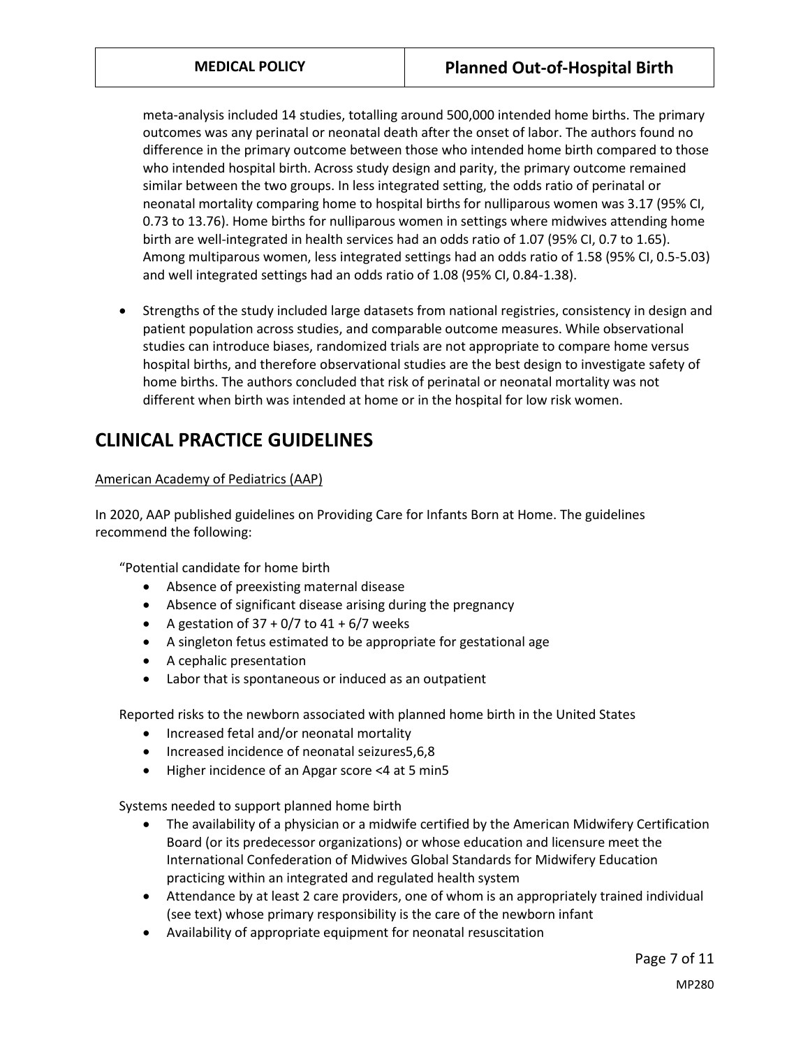meta-analysis included 14 studies, totalling around 500,000 intended home births. The primary outcomes was any perinatal or neonatal death after the onset of labor. The authors found no difference in the primary outcome between those who intended home birth compared to those who intended hospital birth. Across study design and parity, the primary outcome remained similar between the two groups. In less integrated setting, the odds ratio of perinatal or neonatal mortality comparing home to hospital births for nulliparous women was 3.17 (95% CI, 0.73 to 13.76). Home births for nulliparous women in settings where midwives attending home birth are well-integrated in health services had an odds ratio of 1.07 (95% CI, 0.7 to 1.65). Among multiparous women, less integrated settings had an odds ratio of 1.58 (95% CI, 0.5-5.03) and well integrated settings had an odds ratio of 1.08 (95% CI, 0.84-1.38).

- Strengths of the study included large datasets from national registries, consistency in design and patient population across studies, and comparable outcome measures. While observational studies can introduce biases, randomized trials are not appropriate to compare home versus hospital births, and therefore observational studies are the best design to investigate safety of home births. The authors concluded that risk of perinatal or neonatal mortality was not different when birth was intended at home or in the hospital for low risk women.

## CLINICAL PRACTICE GUIDELINES

American Academy of Pediatrics (AAP)

In 2020, AAP published guidelines on Providing Care for Infants Born at Home. The guidelines recommend the following:

"Potential candidate for home birth

- Absence of preexisting maternal disease
- Absence of significant disease arising during the pregnancy
- A gestation of 37 + 0/7 to 41 + 6/7 weeks
- A singleton fetus estimated to be appropriate for gestational age
- A cephalic presentation
- Labor that is spontaneous or induced as an outpatient

Reported risks to the newborn associated with planned home birth in the United States

- Increased fetal and/or neonatal mortality
- Increased incidence of neonatal seizures[5,6,8]
- Higher incidence of an Apgar score <4 at 5 min[5]

Systems needed to support planned home birth

- The availability of a physician or a midwife certified by the American Midwifery Certification Board (or its predecessor organizations) or whose education and licensure meet the International Confederation of Midwives Global Standards for Midwifery Education practicing within an integrated and regulated health system
- Attendance by at least 2 care providers, one of whom is an appropriately trained individual (see text) whose primary responsibility is the care of the newborn infant
- Availability of appropriate equipment for neonatal resuscitation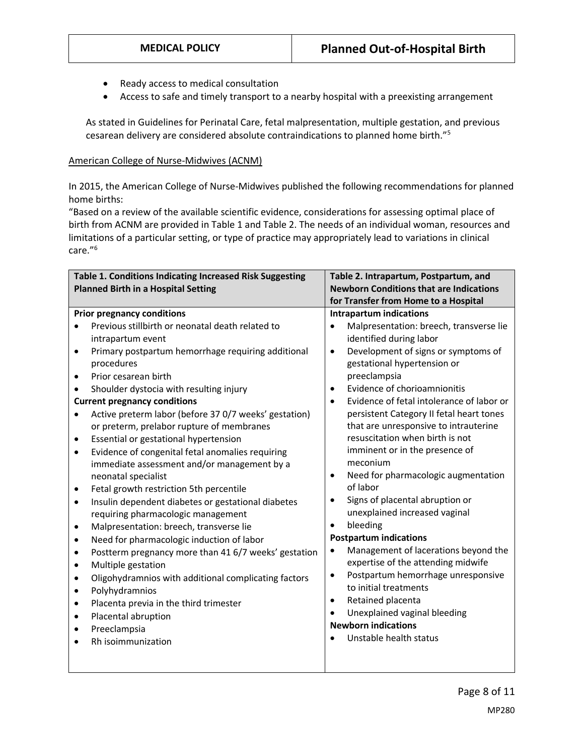- Ready access to medical consultation
- Access to safe and timely transport to a nearby hospital with a preexisting arrangement

As stated in Guidelines for Perinatal Care, fetal malpresentation, multiple gestation, and previous cesarean delivery are considered absolute contraindications to planned home birth."[5]

American College of Nurse-Midwives (ACNM)

In 2015, the American College of Nurse-Midwives published the following recommendations for planned home births:
"Based on a review of the available scientific evidence, considerations for assessing optimal place of birth from ACNM are provided in Table 1 and Table 2. The needs of an individual woman, resources and limitations of a particular setting, or type of practice may appropriately lead to variations in clinical care."[6]

| Table 1. Conditions Indicating Increased Risk Suggesting Planned Birth in a Hospital Setting | Table 2. Intrapartum, Postpartum, and Newborn Conditions that are Indications for Transfer from Home to a Hospital |
|---|---|
| **Prior pregnancy conditions**<br>• Previous stillbirth or neonatal death related to intrapartum event<br>• Primary postpartum hemorrhage requiring additional procedures<br>• Prior cesarean birth<br>• Shoulder dystocia with resulting injury<br>**Current pregnancy conditions**<br>• Active preterm labor (before 37 0/7 weeks' gestation) or preterm, prelabor rupture of membranes<br>• Essential or gestational hypertension<br>• Evidence of congenital fetal anomalies requiring immediate assessment and/or management by a neonatal specialist<br>• Fetal growth restriction 5th percentile<br>• Insulin dependent diabetes or gestational diabetes requiring pharmacologic management<br>• Malpresentation: breech, transverse lie<br>• Need for pharmacologic induction of labor<br>• Postterm pregnancy more than 41 6/7 weeks' gestation<br>• Multiple gestation<br>• Oligohydramnios with additional complicating factors<br>• Polyhydramnios<br>• Placenta previa in the third trimester<br>• Placental abruption<br>• Preeclampsia<br>• Rh isoimmunization | **Intrapartum indications**<br>• Malpresentation: breech, transverse lie identified during labor<br>• Development of signs or symptoms of gestational hypertension or preeclampsia<br>• Evidence of chorioamnionitis<br>• Evidence of fetal intolerance of labor or persistent Category II fetal heart tones that are unresponsive to intrauterine resuscitation when birth is not imminent or in the presence of meconium<br>• Need for pharmacologic augmentation of labor<br>• Signs of placental abruption or unexplained increased vaginal<br>• bleeding<br>**Postpartum indications**<br>• Management of lacerations beyond the expertise of the attending midwife<br>• Postpartum hemorrhage unresponsive to initial treatments<br>• Retained placenta<br>• Unexplained vaginal bleeding<br>**Newborn indications**<br>• Unstable health status |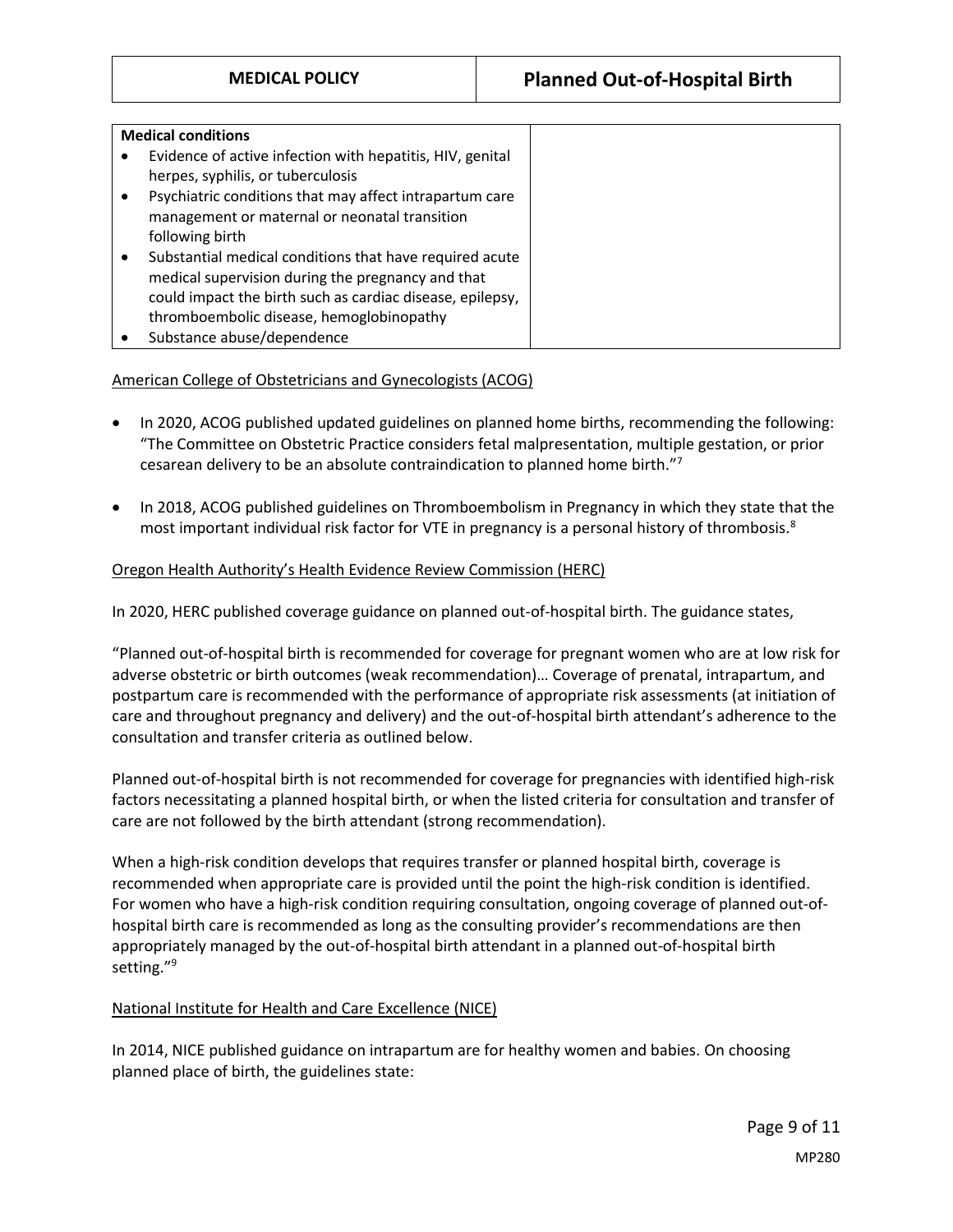| Medical conditions | |
|---|---|
| <ul><li>Evidence of active infection with hepatitis, HIV, genital herpes, syphilis, or tuberculosis</li><li>Psychiatric conditions that may affect intrapartum care management or maternal or neonatal transition following birth</li><li>Substantial medical conditions that have required acute medical supervision during the pregnancy and that could impact the birth such as cardiac disease, epilepsy, thromboembolic disease, hemoglobinopathy</li><li>Substance abuse/dependence</li></ul> | |

American College of Obstetricians and Gynecologists (ACOG)

- In 2020, ACOG published updated guidelines on planned home births, recommending the following: "The Committee on Obstetric Practice considers fetal malpresentation, multiple gestation, or prior cesarean delivery to be an absolute contraindication to planned home birth."[7]
- In 2018, ACOG published guidelines on Thromboembolism in Pregnancy in which they state that the most important individual risk factor for VTE in pregnancy is a personal history of thrombosis.[8]

Oregon Health Authority's Health Evidence Review Commission (HERC)

In 2020, HERC published coverage guidance on planned out-of-hospital birth. The guidance states,

"Planned out-of-hospital birth is recommended for coverage for pregnant women who are at low risk for adverse obstetric or birth outcomes (weak recommendation)… Coverage of prenatal, intrapartum, and postpartum care is recommended with the performance of appropriate risk assessments (at initiation of care and throughout pregnancy and delivery) and the out-of-hospital birth attendant's adherence to the consultation and transfer criteria as outlined below.

Planned out-of-hospital birth is not recommended for coverage for pregnancies with identified high-risk factors necessitating a planned hospital birth, or when the listed criteria for consultation and transfer of care are not followed by the birth attendant (strong recommendation).

When a high-risk condition develops that requires transfer or planned hospital birth, coverage is recommended when appropriate care is provided until the point the high-risk condition is identified. For women who have a high-risk condition requiring consultation, ongoing coverage of planned out-of-hospital birth care is recommended as long as the consulting provider's recommendations are then appropriately managed by the out-of-hospital birth attendant in a planned out-of-hospital birth setting."[9]

National Institute for Health and Care Excellence (NICE)

In 2014, NICE published guidance on intrapartum are for healthy women and babies. On choosing planned place of birth, the guidelines state: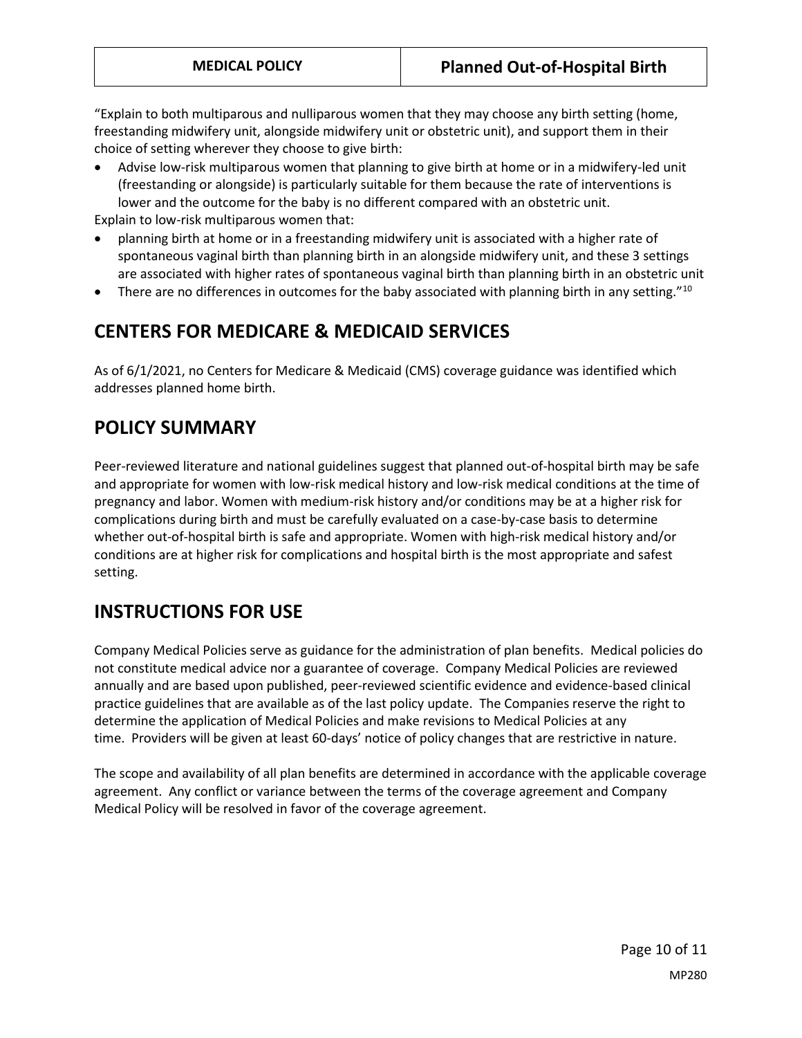"Explain to both multiparous and nulliparous women that they may choose any birth setting (home, freestanding midwifery unit, alongside midwifery unit or obstetric unit), and support them in their choice of setting wherever they choose to give birth:

- Advise low-risk multiparous women that planning to give birth at home or in a midwifery-led unit (freestanding or alongside) is particularly suitable for them because the rate of interventions is lower and the outcome for the baby is no different compared with an obstetric unit.

Explain to low-risk multiparous women that:

- planning birth at home or in a freestanding midwifery unit is associated with a higher rate of spontaneous vaginal birth than planning birth in an alongside midwifery unit, and these 3 settings are associated with higher rates of spontaneous vaginal birth than planning birth in an obstetric unit
- There are no differences in outcomes for the baby associated with planning birth in any setting."[10]

## CENTERS FOR MEDICARE & MEDICAID SERVICES

As of 6/1/2021, no Centers for Medicare & Medicaid (CMS) coverage guidance was identified which addresses planned home birth.

## POLICY SUMMARY

Peer-reviewed literature and national guidelines suggest that planned out-of-hospital birth may be safe and appropriate for women with low-risk medical history and low-risk medical conditions at the time of pregnancy and labor. Women with medium-risk history and/or conditions may be at a higher risk for complications during birth and must be carefully evaluated on a case-by-case basis to determine whether out-of-hospital birth is safe and appropriate. Women with high-risk medical history and/or conditions are at higher risk for complications and hospital birth is the most appropriate and safest setting.

## INSTRUCTIONS FOR USE

Company Medical Policies serve as guidance for the administration of plan benefits. Medical policies do not constitute medical advice nor a guarantee of coverage. Company Medical Policies are reviewed annually and are based upon published, peer-reviewed scientific evidence and evidence-based clinical practice guidelines that are available as of the last policy update. The Companies reserve the right to determine the application of Medical Policies and make revisions to Medical Policies at any time. Providers will be given at least 60-days' notice of policy changes that are restrictive in nature.

The scope and availability of all plan benefits are determined in accordance with the applicable coverage agreement. Any conflict or variance between the terms of the coverage agreement and Company Medical Policy will be resolved in favor of the coverage agreement.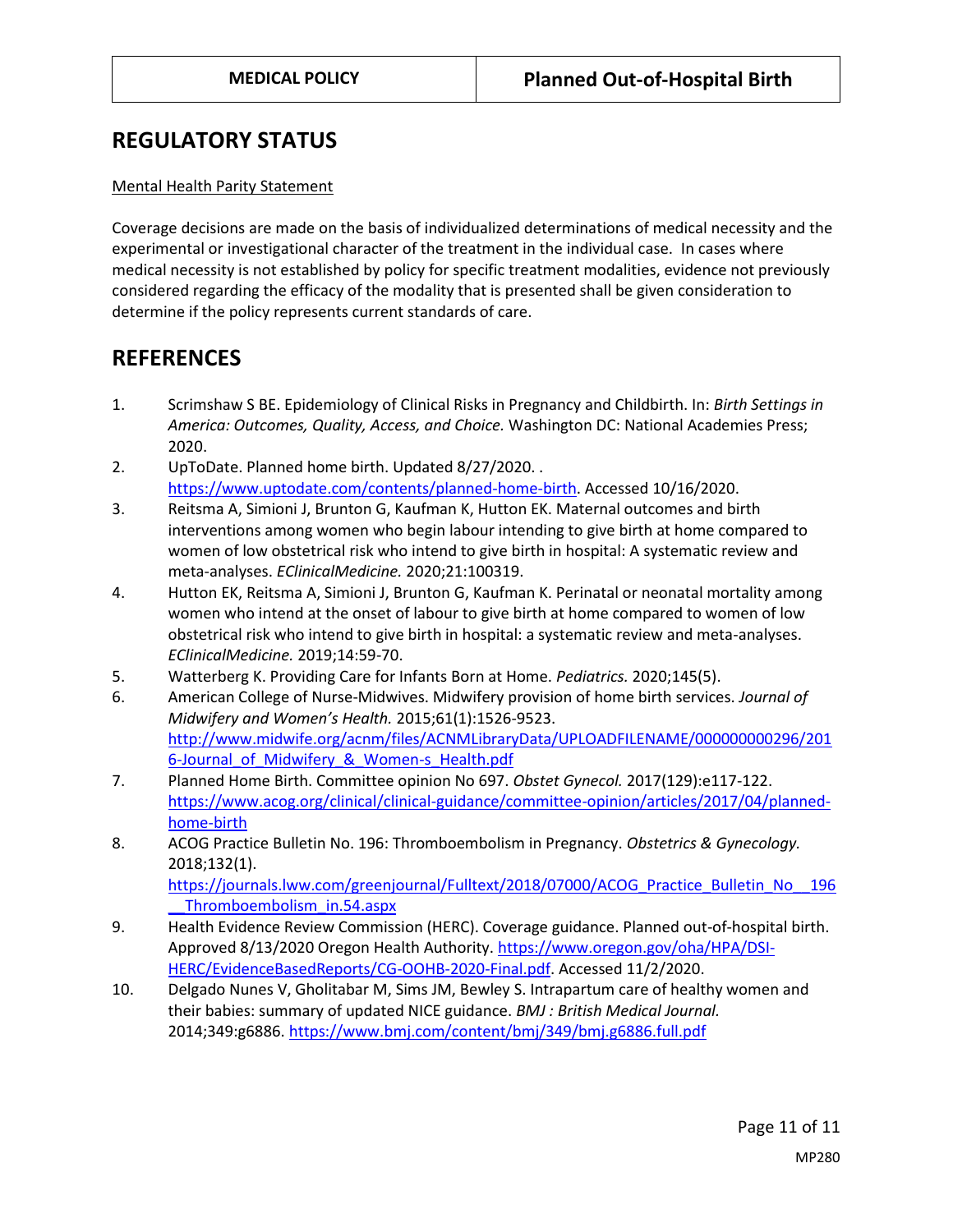## REGULATORY STATUS

Mental Health Parity Statement

Coverage decisions are made on the basis of individualized determinations of medical necessity and the experimental or investigational character of the treatment in the individual case. In cases where medical necessity is not established by policy for specific treatment modalities, evidence not previously considered regarding the efficacy of the modality that is presented shall be given consideration to determine if the policy represents current standards of care.

## REFERENCES

1. Scrimshaw S BE. Epidemiology of Clinical Risks in Pregnancy and Childbirth. In: *Birth Settings in America: Outcomes, Quality, Access, and Choice.* Washington DC: National Academies Press; 2020.
2. UpToDate. Planned home birth. Updated 8/27/2020. . https://www.uptodate.com/contents/planned-home-birth. Accessed 10/16/2020.
3. Reitsma A, Simioni J, Brunton G, Kaufman K, Hutton EK. Maternal outcomes and birth interventions among women who begin labour intending to give birth at home compared to women of low obstetrical risk who intend to give birth in hospital: A systematic review and meta-analyses. *EClinicalMedicine.* 2020;21:100319.
4. Hutton EK, Reitsma A, Simioni J, Brunton G, Kaufman K. Perinatal or neonatal mortality among women who intend at the onset of labour to give birth at home compared to women of low obstetrical risk who intend to give birth in hospital: a systematic review and meta-analyses. *EClinicalMedicine.* 2019;14:59-70.
5. Watterberg K. Providing Care for Infants Born at Home. *Pediatrics.* 2020;145(5).
6. American College of Nurse-Midwives. Midwifery provision of home birth services. *Journal of Midwifery and Women's Health.* 2015;61(1):1526-9523. http://www.midwife.org/acnm/files/ACNMLibraryData/UPLOADFILENAME/000000000296/2016-Journal_of_Midwifery_&_Women-s_Health.pdf
7. Planned Home Birth. Committee opinion No 697. *Obstet Gynecol.* 2017(129):e117-122. https://www.acog.org/clinical/clinical-guidance/committee-opinion/articles/2017/04/planned-home-birth
8. ACOG Practice Bulletin No. 196: Thromboembolism in Pregnancy. *Obstetrics & Gynecology.* 2018;132(1). https://journals.lww.com/greenjournal/Fulltext/2018/07000/ACOG_Practice_Bulletin_No__196__Thromboembolism_in.54.aspx
9. Health Evidence Review Commission (HERC). Coverage guidance. Planned out-of-hospital birth. Approved 8/13/2020 Oregon Health Authority. https://www.oregon.gov/oha/HPA/DSI-HERC/EvidenceBasedReports/CG-OOHB-2020-Final.pdf. Accessed 11/2/2020.
10. Delgado Nunes V, Gholitabar M, Sims JM, Bewley S. Intrapartum care of healthy women and their babies: summary of updated NICE guidance. *BMJ : British Medical Journal.* 2014;349:g6886. https://www.bmj.com/content/bmj/349/bmj.g6886.full.pdf